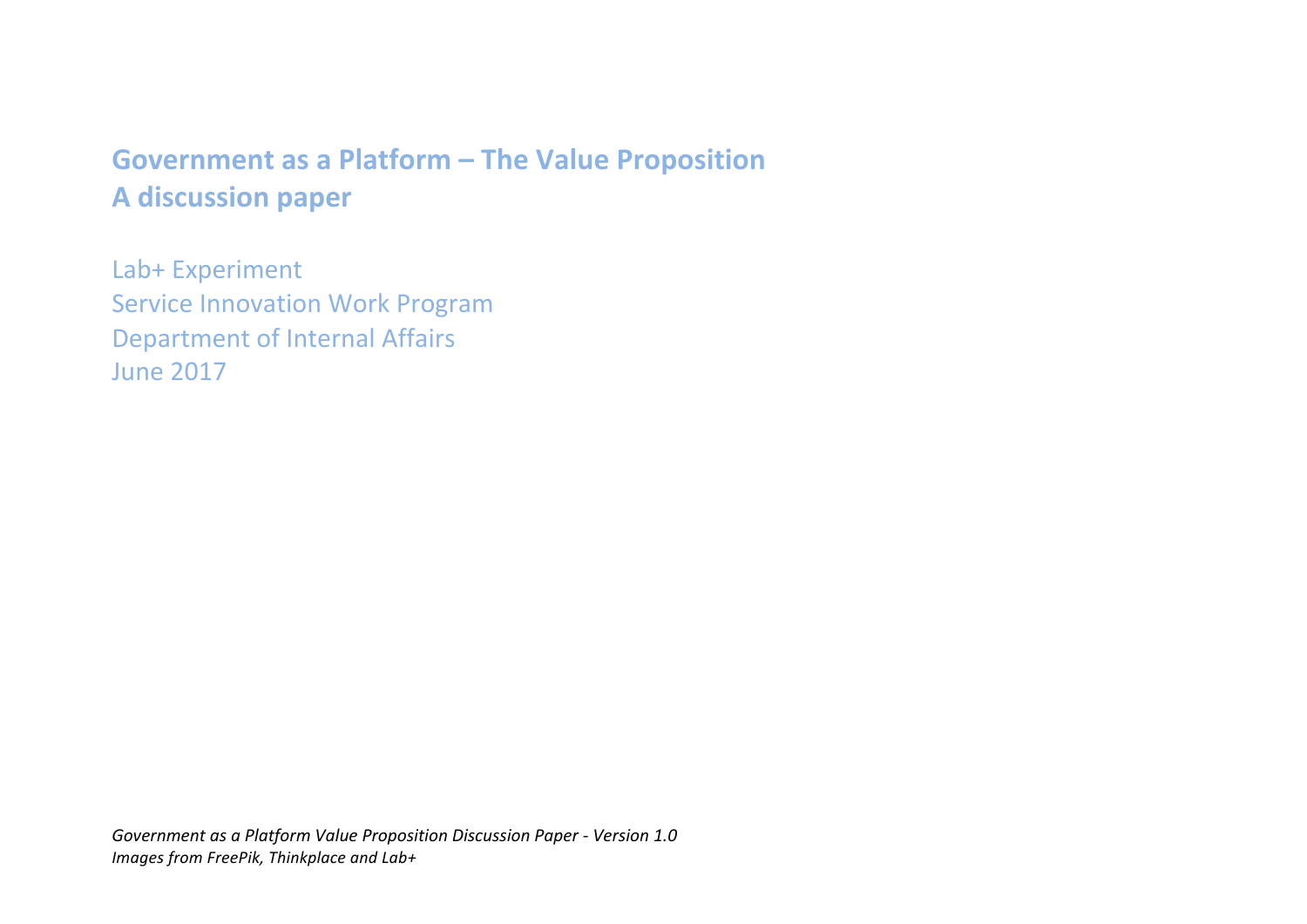# Government as a Platform – The Value Proposition
# A discussion paper

Lab+ Experiment
Service Innovation Work Program
Department of Internal Affairs
June 2017

*Government as a Platform Value Proposition Discussion Paper - Version 1.0*
*Images from FreePik, Thinkplace and Lab+*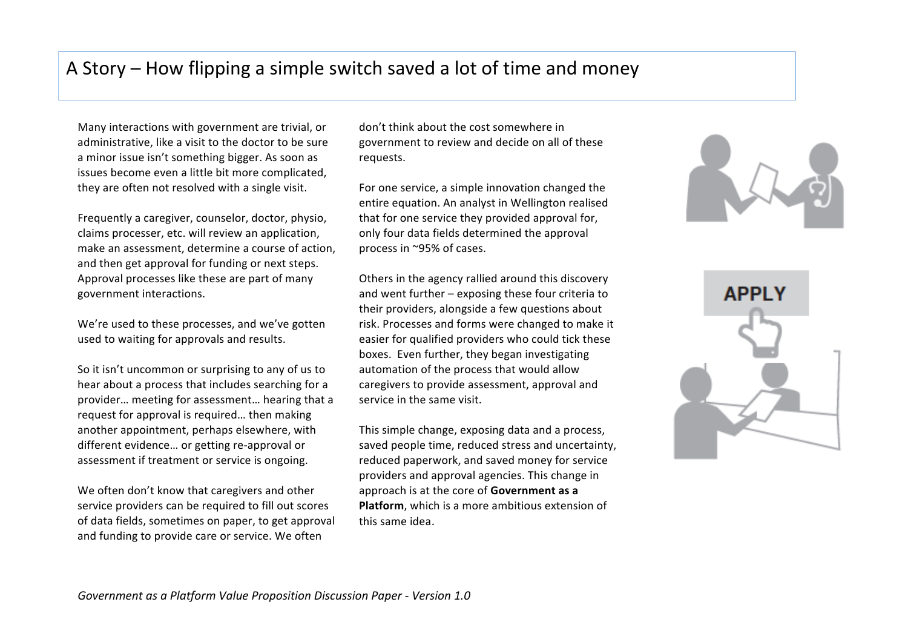# A Story – How flipping a simple switch saved a lot of time and money

Many interactions with government are trivial, or administrative, like a visit to the doctor to be sure a minor issue isn't something bigger. As soon as issues become even a little bit more complicated, they are often not resolved with a single visit.

Frequently a caregiver, counselor, doctor, physio, claims processer, etc. will review an application, make an assessment, determine a course of action, and then get approval for funding or next steps. Approval processes like these are part of many government interactions.

We're used to these processes, and we've gotten used to waiting for approvals and results.

So it isn't uncommon or surprising to any of us to hear about a process that includes searching for a provider… meeting for assessment… hearing that a request for approval is required… then making another appointment, perhaps elsewhere, with different evidence… or getting re-approval or assessment if treatment or service is ongoing.

We often don't know that caregivers and other service providers can be required to fill out scores of data fields, sometimes on paper, to get approval and funding to provide care or service. We often don't think about the cost somewhere in government to review and decide on all of these requests.

For one service, a simple innovation changed the entire equation. An analyst in Wellington realised that for one service they provided approval for, only four data fields determined the approval process in ~95% of cases.

Others in the agency rallied around this discovery and went further – exposing these four criteria to their providers, alongside a few questions about risk. Processes and forms were changed to make it easier for qualified providers who could tick these boxes. Even further, they began investigating automation of the process that would allow caregivers to provide assessment, approval and service in the same visit.

This simple change, exposing data and a process, saved people time, reduced stress and uncertainty, reduced paperwork, and saved money for service providers and approval agencies. This change in approach is at the core of **Government as a Platform**, which is a more ambitious extension of this same idea.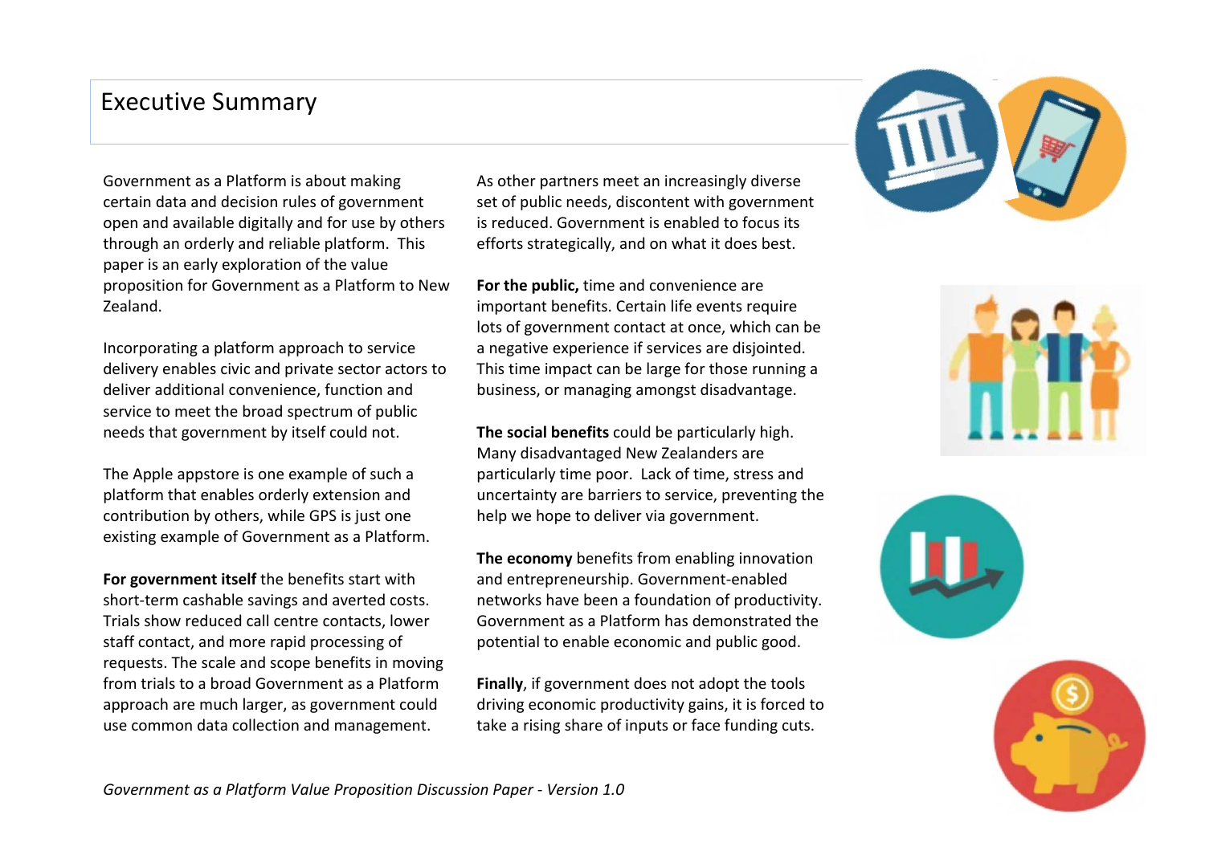# Executive Summary

Government as a Platform is about making certain data and decision rules of government open and available digitally and for use by others through an orderly and reliable platform. This paper is an early exploration of the value proposition for Government as a Platform to New Zealand.

Incorporating a platform approach to service delivery enables civic and private sector actors to deliver additional convenience, function and service to meet the broad spectrum of public needs that government by itself could not.

The Apple appstore is one example of such a platform that enables orderly extension and contribution by others, while GPS is just one existing example of Government as a Platform.

**For government itself** the benefits start with short-term cashable savings and averted costs. Trials show reduced call centre contacts, lower staff contact, and more rapid processing of requests. The scale and scope benefits in moving from trials to a broad Government as a Platform approach are much larger, as government could use common data collection and management.

As other partners meet an increasingly diverse set of public needs, discontent with government is reduced. Government is enabled to focus its efforts strategically, and on what it does best.

**For the public,** time and convenience are important benefits. Certain life events require lots of government contact at once, which can be a negative experience if services are disjointed. This time impact can be large for those running a business, or managing amongst disadvantage.

**The social benefits** could be particularly high. Many disadvantaged New Zealanders are particularly time poor. Lack of time, stress and uncertainty are barriers to service, preventing the help we hope to deliver via government.

**The economy** benefits from enabling innovation and entrepreneurship. Government-enabled networks have been a foundation of productivity. Government as a Platform has demonstrated the potential to enable economic and public good.

**Finally**, if government does not adopt the tools driving economic productivity gains, it is forced to take a rising share of inputs or face funding cuts.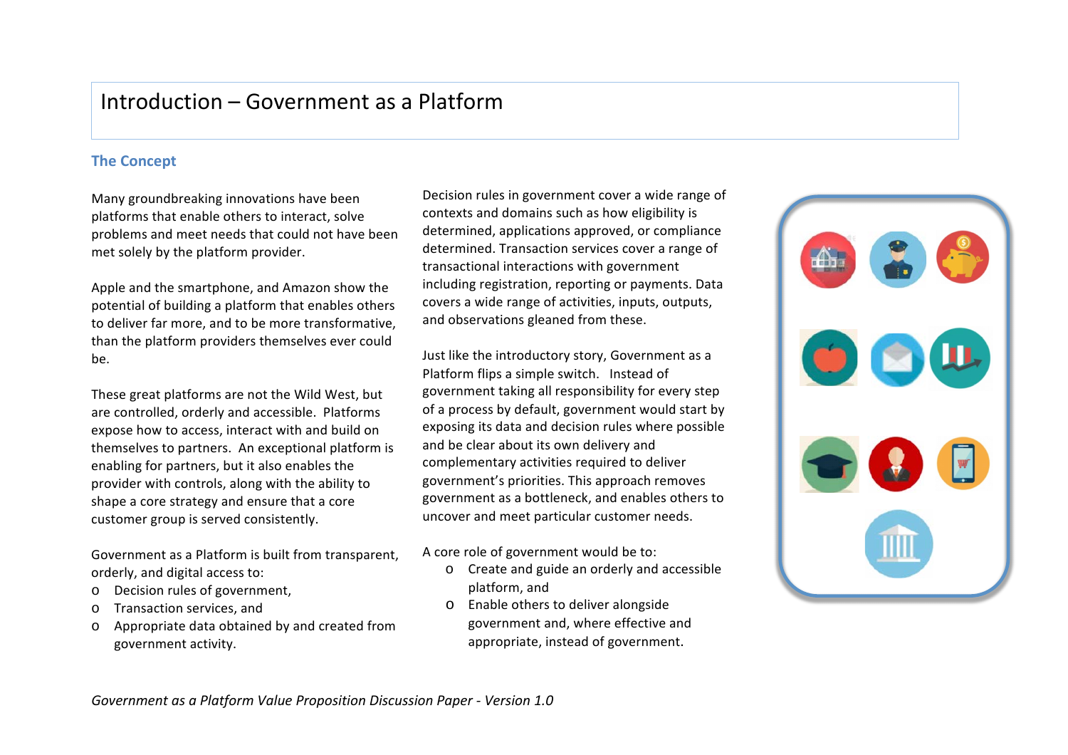# Introduction – Government as a Platform

## The Concept

Many groundbreaking innovations have been platforms that enable others to interact, solve problems and meet needs that could not have been met solely by the platform provider.

Apple and the smartphone, and Amazon show the potential of building a platform that enables others to deliver far more, and to be more transformative, than the platform providers themselves ever could be.

These great platforms are not the Wild West, but are controlled, orderly and accessible. Platforms expose how to access, interact with and build on themselves to partners. An exceptional platform is enabling for partners, but it also enables the provider with controls, along with the ability to shape a core strategy and ensure that a core customer group is served consistently.

Government as a Platform is built from transparent, orderly, and digital access to:

- Decision rules of government,
- Transaction services, and
- Appropriate data obtained by and created from government activity.

Decision rules in government cover a wide range of contexts and domains such as how eligibility is determined, applications approved, or compliance determined. Transaction services cover a range of transactional interactions with government including registration, reporting or payments. Data covers a wide range of activities, inputs, outputs, and observations gleaned from these.

Just like the introductory story, Government as a Platform flips a simple switch. Instead of government taking all responsibility for every step of a process by default, government would start by exposing its data and decision rules where possible and be clear about its own delivery and complementary activities required to deliver government's priorities. This approach removes government as a bottleneck, and enables others to uncover and meet particular customer needs.

A core role of government would be to:

- Create and guide an orderly and accessible platform, and
- Enable others to deliver alongside government and, where effective and appropriate, instead of government.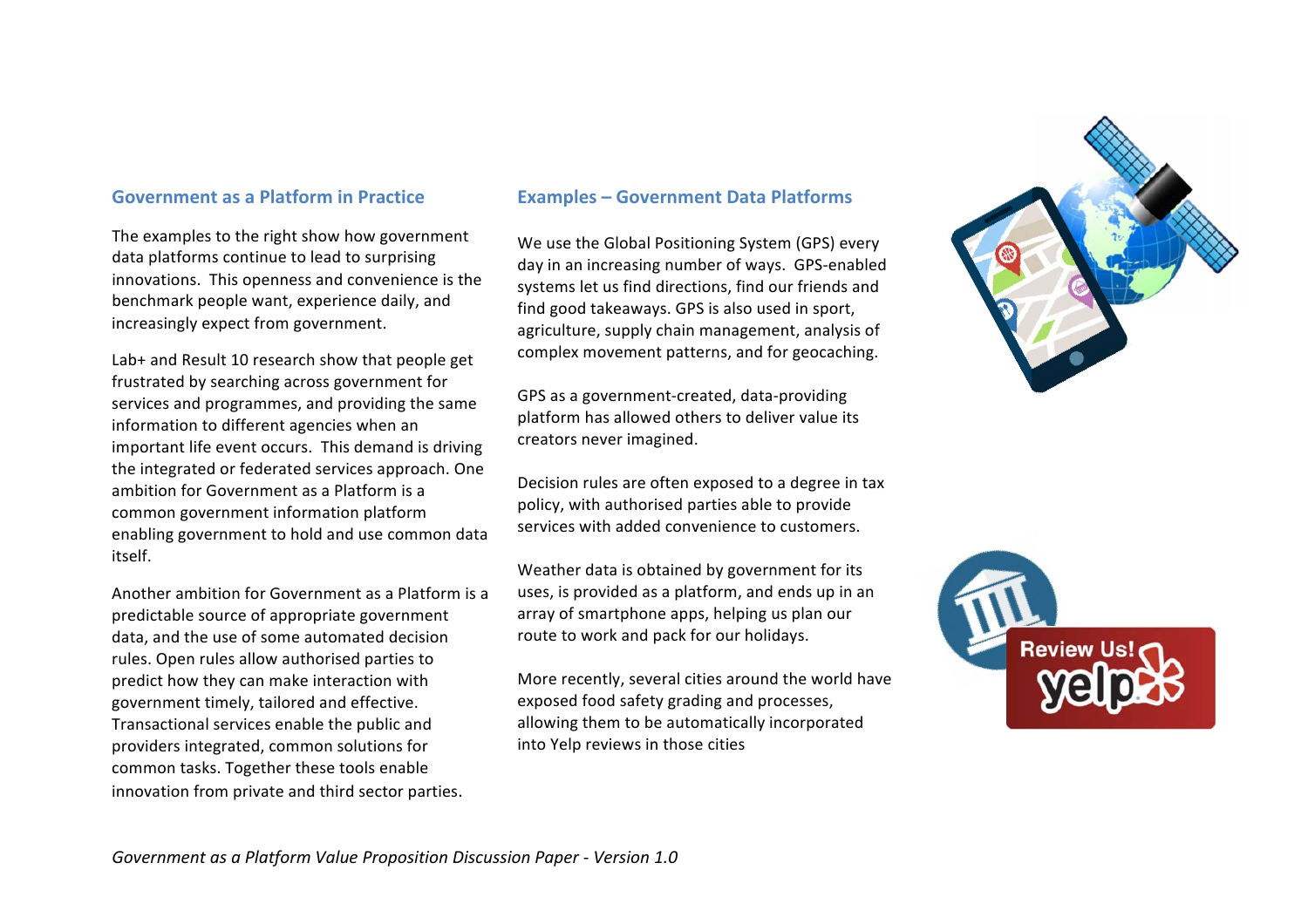## Government as a Platform in Practice

The examples to the right show how government data platforms continue to lead to surprising innovations. This openness and convenience is the benchmark people want, experience daily, and increasingly expect from government.

Lab+ and Result 10 research show that people get frustrated by searching across government for services and programmes, and providing the same information to different agencies when an important life event occurs. This demand is driving the integrated or federated services approach. One ambition for Government as a Platform is a common government information platform enabling government to hold and use common data itself.

Another ambition for Government as a Platform is a predictable source of appropriate government data, and the use of some automated decision rules. Open rules allow authorised parties to predict how they can make interaction with government timely, tailored and effective. Transactional services enable the public and providers integrated, common solutions for common tasks. Together these tools enable innovation from private and third sector parties.

## Examples – Government Data Platforms

We use the Global Positioning System (GPS) every day in an increasing number of ways. GPS-enabled systems let us find directions, find our friends and find good takeaways. GPS is also used in sport, agriculture, supply chain management, analysis of complex movement patterns, and for geocaching.

GPS as a government-created, data-providing platform has allowed others to deliver value its creators never imagined.

Decision rules are often exposed to a degree in tax policy, with authorised parties able to provide services with added convenience to customers.

Weather data is obtained by government for its uses, is provided as a platform, and ends up in an array of smartphone apps, helping us plan our route to work and pack for our holidays.

More recently, several cities around the world have exposed food safety grading and processes, allowing them to be automatically incorporated into Yelp reviews in those cities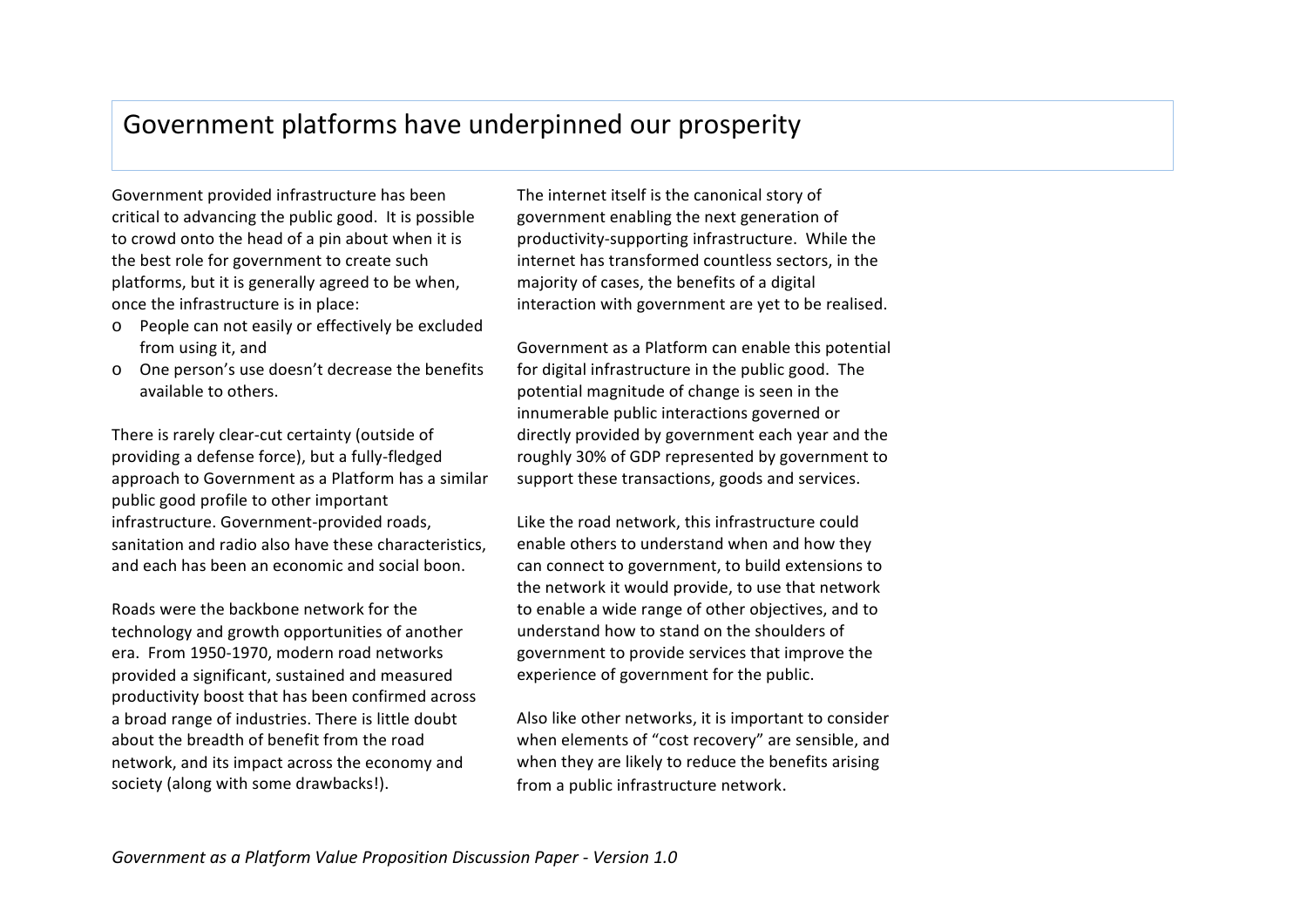# Government platforms have underpinned our prosperity

Government provided infrastructure has been critical to advancing the public good. It is possible to crowd onto the head of a pin about when it is the best role for government to create such platforms, but it is generally agreed to be when, once the infrastructure is in place:

- People can not easily or effectively be excluded from using it, and
- One person's use doesn't decrease the benefits available to others.

There is rarely clear-cut certainty (outside of providing a defense force), but a fully-fledged approach to Government as a Platform has a similar public good profile to other important infrastructure. Government-provided roads, sanitation and radio also have these characteristics, and each has been an economic and social boon.

Roads were the backbone network for the technology and growth opportunities of another era. From 1950-1970, modern road networks provided a significant, sustained and measured productivity boost that has been confirmed across a broad range of industries. There is little doubt about the breadth of benefit from the road network, and its impact across the economy and society (along with some drawbacks!).

The internet itself is the canonical story of government enabling the next generation of productivity-supporting infrastructure. While the internet has transformed countless sectors, in the majority of cases, the benefits of a digital interaction with government are yet to be realised.

Government as a Platform can enable this potential for digital infrastructure in the public good. The potential magnitude of change is seen in the innumerable public interactions governed or directly provided by government each year and the roughly 30% of GDP represented by government to support these transactions, goods and services.

Like the road network, this infrastructure could enable others to understand when and how they can connect to government, to build extensions to the network it would provide, to use that network to enable a wide range of other objectives, and to understand how to stand on the shoulders of government to provide services that improve the experience of government for the public.

Also like other networks, it is important to consider when elements of "cost recovery" are sensible, and when they are likely to reduce the benefits arising from a public infrastructure network.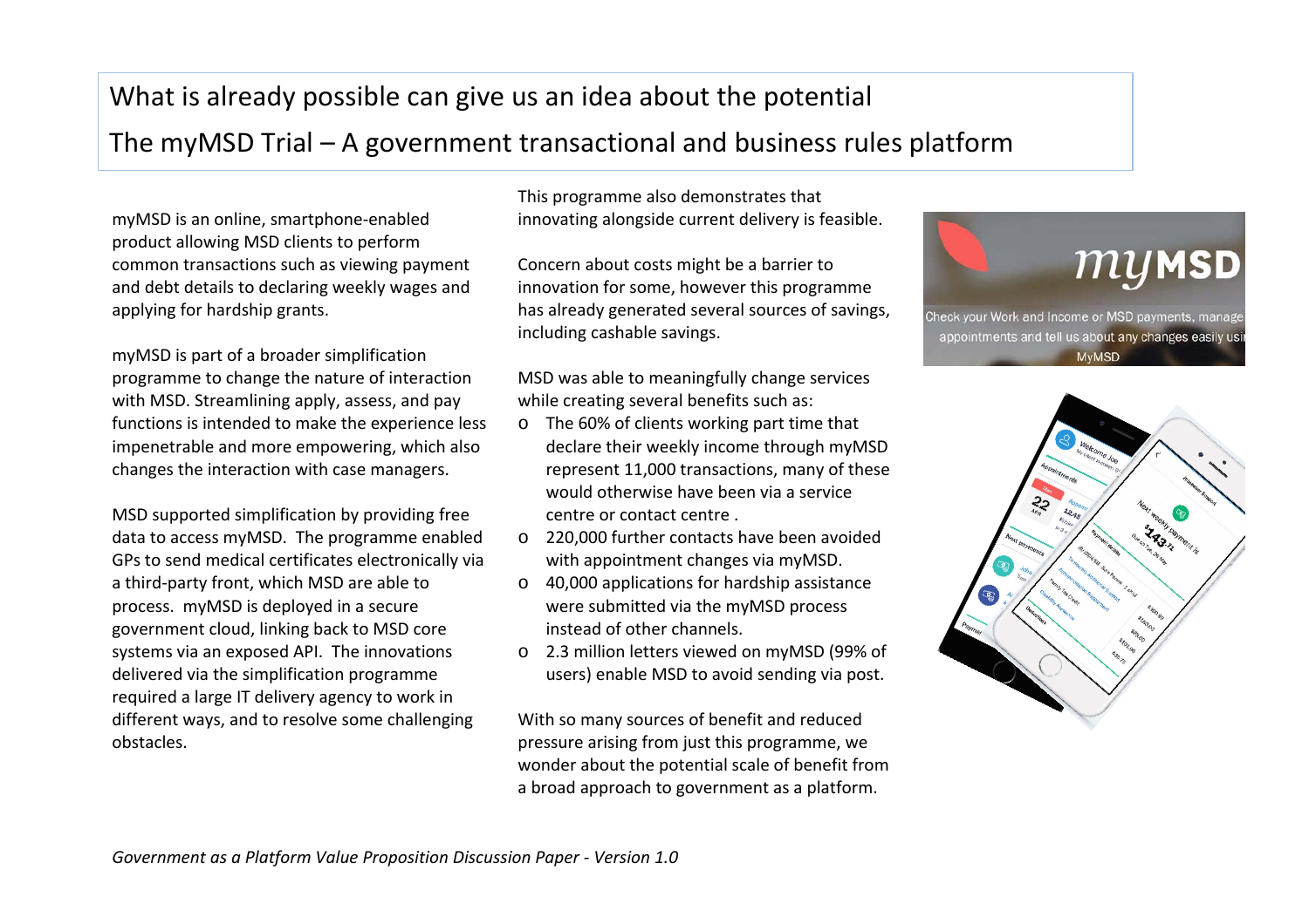# What is already possible can give us an idea about the potential

## The myMSD Trial – A government transactional and business rules platform

myMSD is an online, smartphone-enabled product allowing MSD clients to perform common transactions such as viewing payment and debt details to declaring weekly wages and applying for hardship grants.

myMSD is part of a broader simplification programme to change the nature of interaction with MSD. Streamlining apply, assess, and pay functions is intended to make the experience less impenetrable and more empowering, which also changes the interaction with case managers.

MSD supported simplification by providing free data to access myMSD. The programme enabled GPs to send medical certificates electronically via a third-party front, which MSD are able to process. myMSD is deployed in a secure government cloud, linking back to MSD core systems via an exposed API. The innovations delivered via the simplification programme required a large IT delivery agency to work in different ways, and to resolve some challenging obstacles.

This programme also demonstrates that innovating alongside current delivery is feasible.

Concern about costs might be a barrier to innovation for some, however this programme has already generated several sources of savings, including cashable savings.

MSD was able to meaningfully change services while creating several benefits such as:

- The 60% of clients working part time that declare their weekly income through myMSD represent 11,000 transactions, many of these would otherwise have been via a service centre or contact centre .
- 220,000 further contacts have been avoided with appointment changes via myMSD.
- 40,000 applications for hardship assistance were submitted via the myMSD process instead of other channels.
- 2.3 million letters viewed on myMSD (99% of users) enable MSD to avoid sending via post.

With so many sources of benefit and reduced pressure arising from just this programme, we wonder about the potential scale of benefit from a broad approach to government as a platform.

myMSD

Check your Work and Income or MSD payments, manage appointments and tell us about any changes easily using MyMSD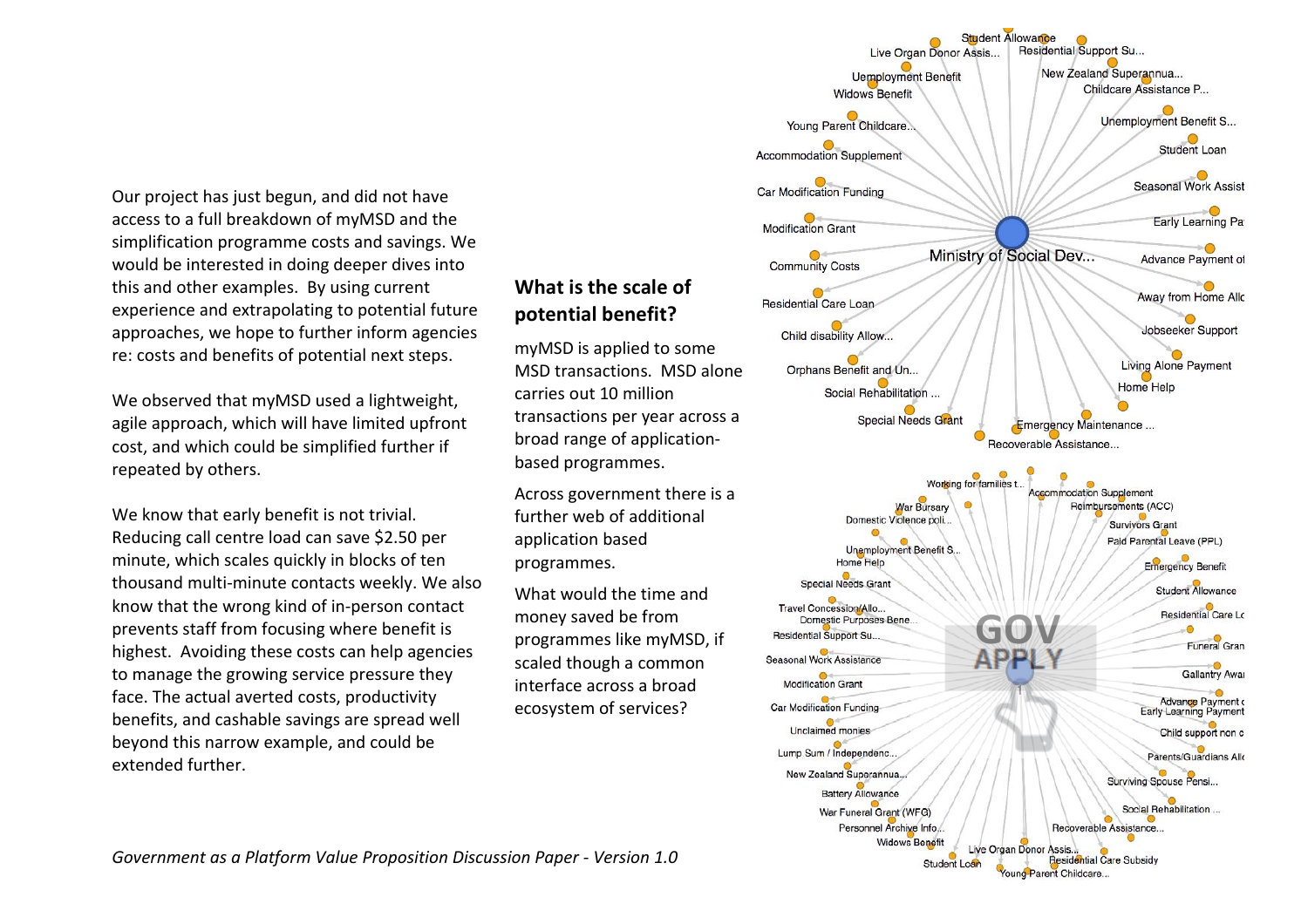Our project has just begun, and did not have access to a full breakdown of myMSD and the simplification programme costs and savings. We would be interested in doing deeper dives into this and other examples. By using current experience and extrapolating to potential future approaches, we hope to further inform agencies re: costs and benefits of potential next steps.

We observed that myMSD used a lightweight, agile approach, which will have limited upfront cost, and which could be simplified further if repeated by others.

We know that early benefit is not trivial. Reducing call centre load can save $2.50 per minute, which scales quickly in blocks of ten thousand multi-minute contacts weekly. We also know that the wrong kind of in-person contact prevents staff from focusing where benefit is highest. Avoiding these costs can help agencies to manage the growing service pressure they face. The actual averted costs, productivity benefits, and cashable savings are spread well beyond this narrow example, and could be extended further.

## What is the scale of potential benefit?

myMSD is applied to some MSD transactions. MSD alone carries out 10 million transactions per year across a broad range of application-based programmes.

Across government there is a further web of additional application based programmes.

What would the time and money saved be from programmes like myMSD, if scaled though a common interface across a broad ecosystem of services?

*Government as a Platform Value Proposition Discussion Paper - Version 1.0*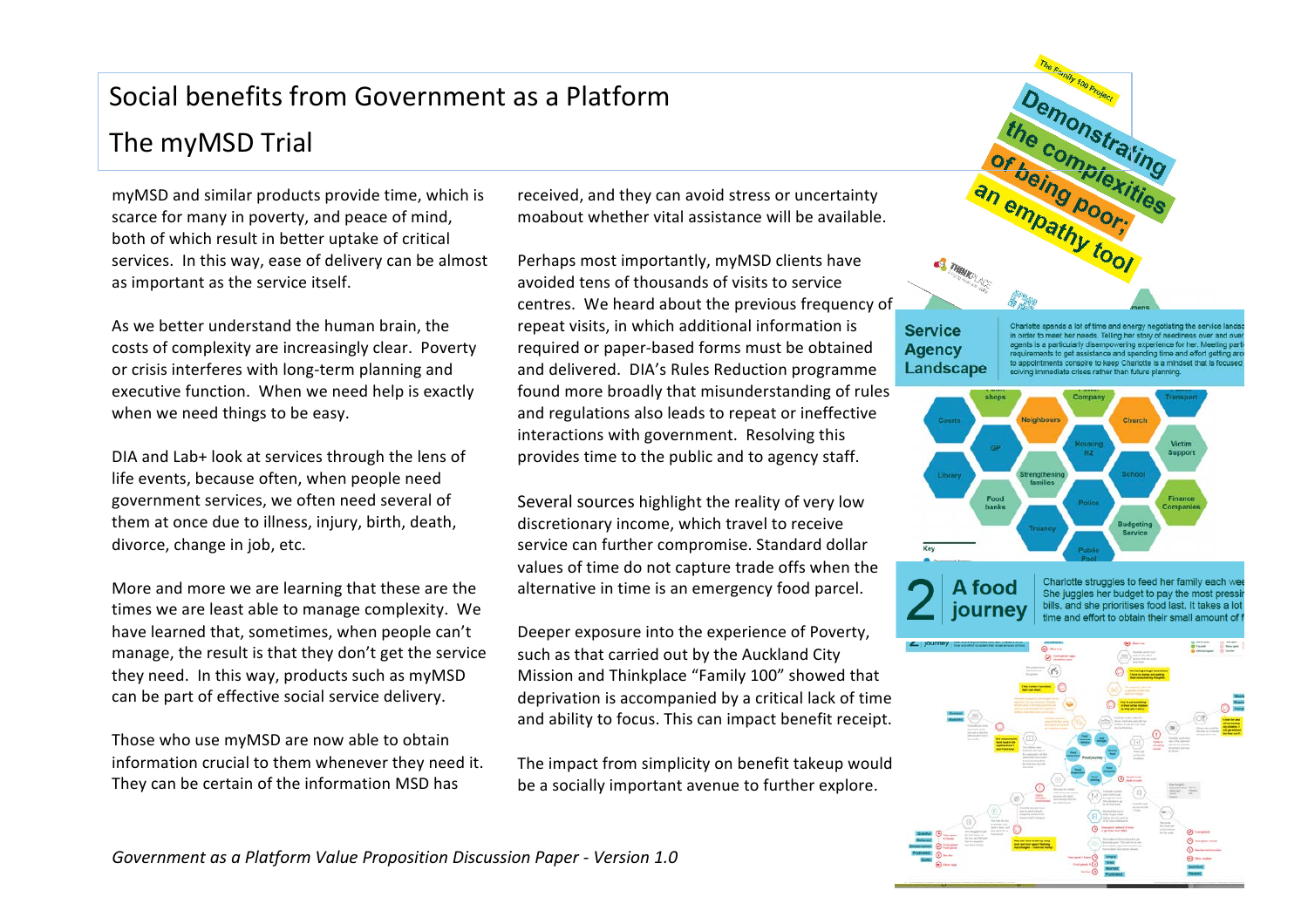# Social benefits from Government as a Platform

## The myMSD Trial

myMSD and similar products provide time, which is scarce for many in poverty, and peace of mind, both of which result in better uptake of critical services. In this way, ease of delivery can be almost as important as the service itself.

As we better understand the human brain, the costs of complexity are increasingly clear. Poverty or crisis interferes with long-term planning and executive function. When we need help is exactly when we need things to be easy.

DIA and Lab+ look at services through the lens of life events, because often, when people need government services, we often need several of them at once due to illness, injury, birth, death, divorce, change in job, etc.

More and more we are learning that these are the times we are least able to manage complexity. We have learned that, sometimes, when people can't manage, the result is that they don't get the service they need. In this way, products such as myMSD can be part of effective social service delivery.

Those who use myMSD are now able to obtain information crucial to them whenever they need it. They can be certain of the information MSD has received, and they can avoid stress or uncertainty moabout whether vital assistance will be available.

Perhaps most importantly, myMSD clients have avoided tens of thousands of visits to service centres. We heard about the previous frequency of repeat visits, in which additional information is required or paper-based forms must be obtained and delivered. DIA's Rules Reduction programme found more broadly that misunderstanding of rules and regulations also leads to repeat or ineffective interactions with government. Resolving this provides time to the public and to agency staff.

Several sources highlight the reality of very low discretionary income, which travel to receive service can further compromise. Standard dollar values of time do not capture trade offs when the alternative in time is an emergency food parcel.

Deeper exposure into the experience of Poverty, such as that carried out by the Auckland City Mission and Thinkplace "Family 100" showed that deprivation is accompanied by a critical lack of time and ability to focus. This can impact benefit receipt.

The impact from simplicity on benefit takeup would be a socially important avenue to further explore.

*Government as a Platform Value Proposition Discussion Paper - Version 1.0*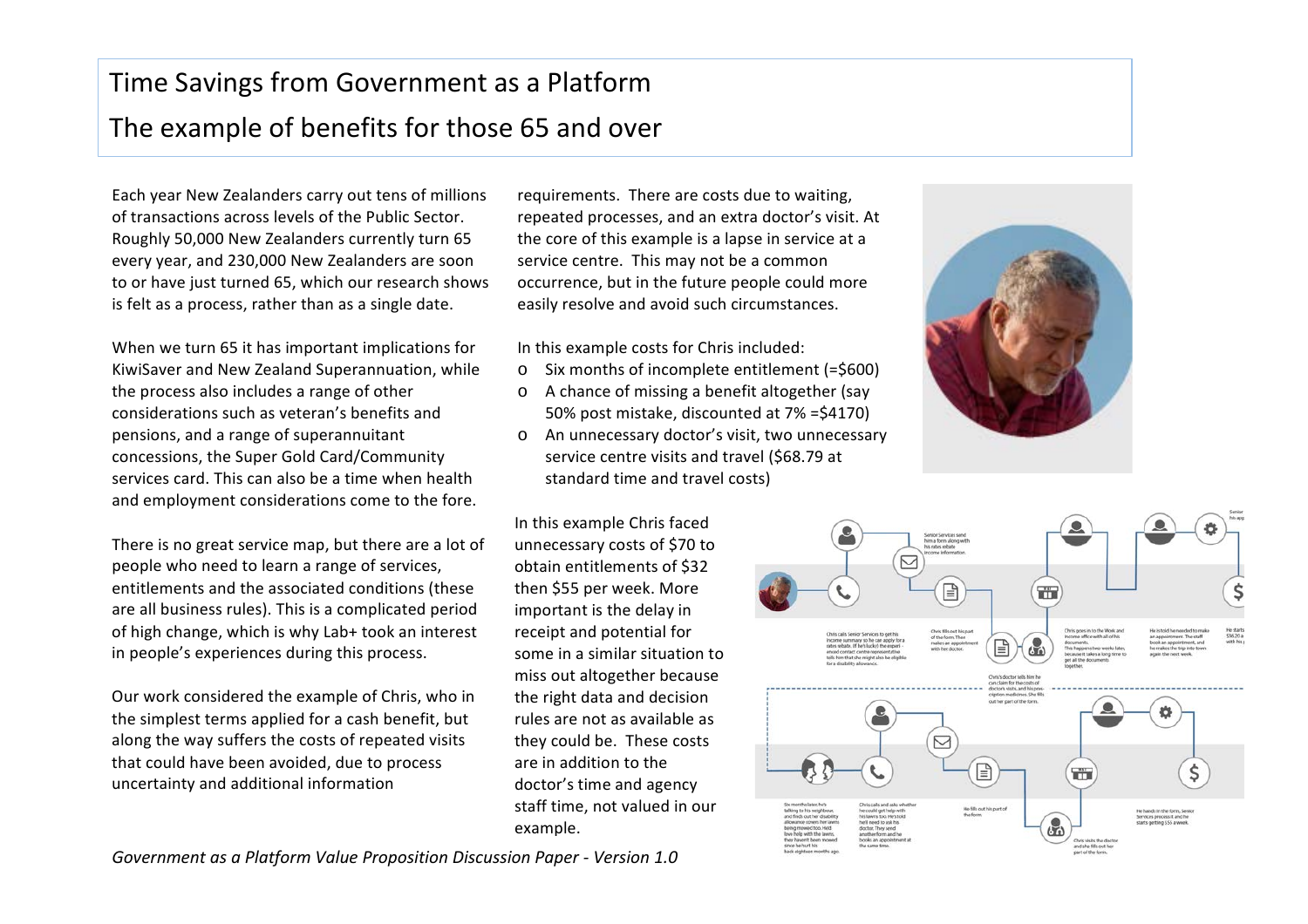# Time Savings from Government as a Platform

## The example of benefits for those 65 and over

Each year New Zealanders carry out tens of millions of transactions across levels of the Public Sector. Roughly 50,000 New Zealanders currently turn 65 every year, and 230,000 New Zealanders are soon to or have just turned 65, which our research shows is felt as a process, rather than as a single date.

When we turn 65 it has important implications for KiwiSaver and New Zealand Superannuation, while the process also includes a range of other considerations such as veteran's benefits and pensions, and a range of superannuitant concessions, the Super Gold Card/Community services card. This can also be a time when health and employment considerations come to the fore.

There is no great service map, but there are a lot of people who need to learn a range of services, entitlements and the associated conditions (these are all business rules). This is a complicated period of high change, which is why Lab+ took an interest in people's experiences during this process.

Our work considered the example of Chris, who in the simplest terms applied for a cash benefit, but along the way suffers the costs of repeated visits that could have been avoided, due to process uncertainty and additional information requirements. There are costs due to waiting, repeated processes, and an extra doctor's visit. At the core of this example is a lapse in service at a service centre. This may not be a common occurrence, but in the future people could more easily resolve and avoid such circumstances.

In this example costs for Chris included:

- Six months of incomplete entitlement (=$600)
- A chance of missing a benefit altogether (say 50% post mistake, discounted at 7% =$4170)
- An unnecessary doctor's visit, two unnecessary service centre visits and travel ($68.79 at standard time and travel costs)

In this example Chris faced unnecessary costs of $70 to obtain entitlements of $32 then $55 per week. More important is the delay in receipt and potential for some in a similar situation to miss out altogether because the right data and decision rules are not as available as they could be. These costs are in addition to the doctor's time and agency staff time, not valued in our example.

*Government as a Platform Value Proposition Discussion Paper - Version 1.0*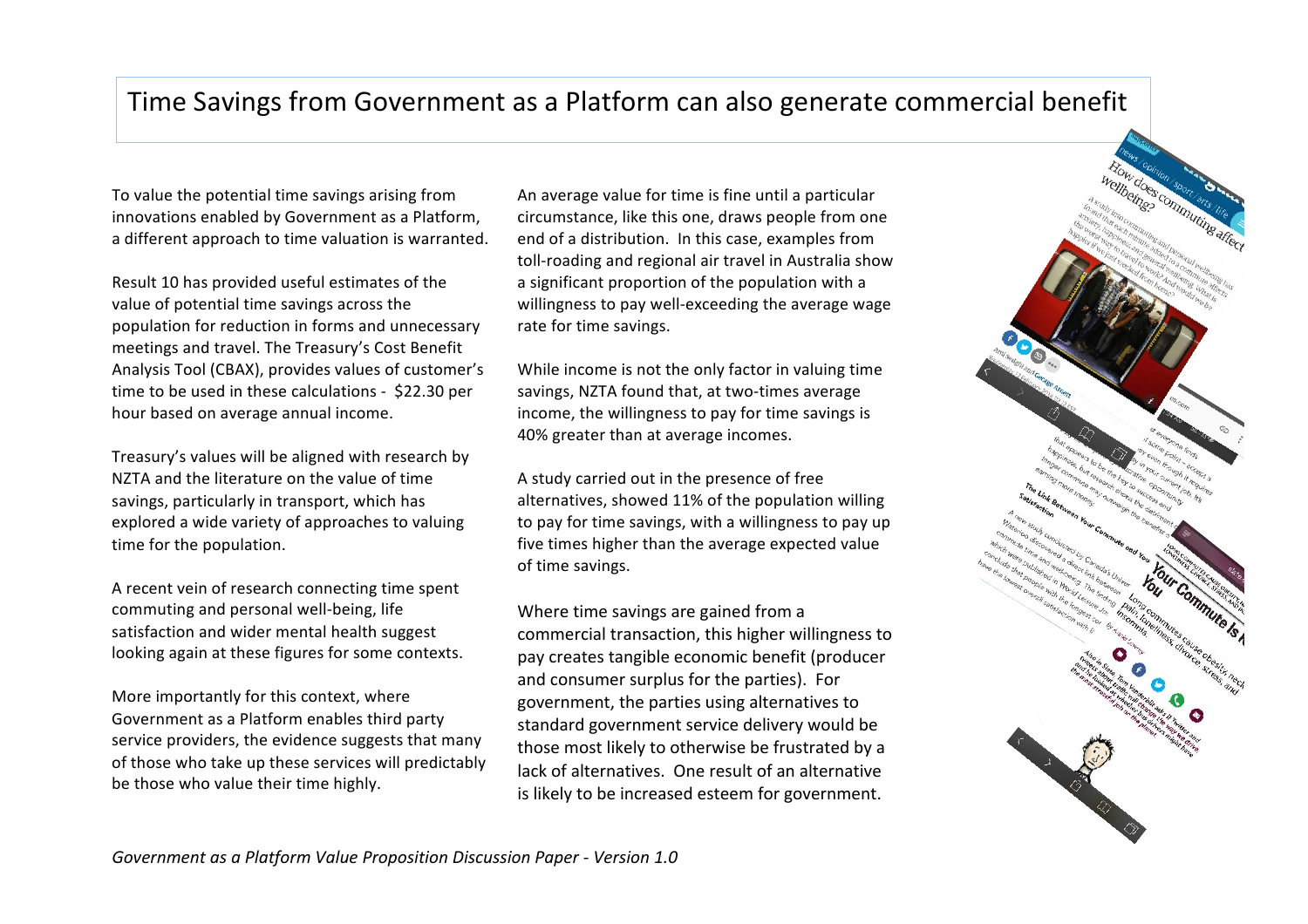# Time Savings from Government as a Platform can also generate commercial benefit

To value the potential time savings arising from innovations enabled by Government as a Platform, a different approach to time valuation is warranted.

Result 10 has provided useful estimates of the value of potential time savings across the population for reduction in forms and unnecessary meetings and travel. The Treasury's Cost Benefit Analysis Tool (CBAX), provides values of customer's time to be used in these calculations - $22.30 per hour based on average annual income.

Treasury's values will be aligned with research by NZTA and the literature on the value of time savings, particularly in transport, which has explored a wide variety of approaches to valuing time for the population.

A recent vein of research connecting time spent commuting and personal well-being, life satisfaction and wider mental health suggest looking again at these figures for some contexts.

More importantly for this context, where Government as a Platform enables third party service providers, the evidence suggests that many of those who take up these services will predictably be those who value their time highly.

An average value for time is fine until a particular circumstance, like this one, draws people from one end of a distribution. In this case, examples from toll-roading and regional air travel in Australia show a significant proportion of the population with a willingness to pay well-exceeding the average wage rate for time savings.

While income is not the only factor in valuing time savings, NZTA found that, at two-times average income, the willingness to pay for time savings is 40% greater than at average incomes.

A study carried out in the presence of free alternatives, showed 11% of the population willing to pay for time savings, with a willingness to pay up five times higher than the average expected value of time savings.

Where time savings are gained from a commercial transaction, this higher willingness to pay creates tangible economic benefit (producer and consumer surplus for the parties). For government, the parties using alternatives to standard government service delivery would be those most likely to otherwise be frustrated by a lack of alternatives. One result of an alternative is likely to be increased esteem for government.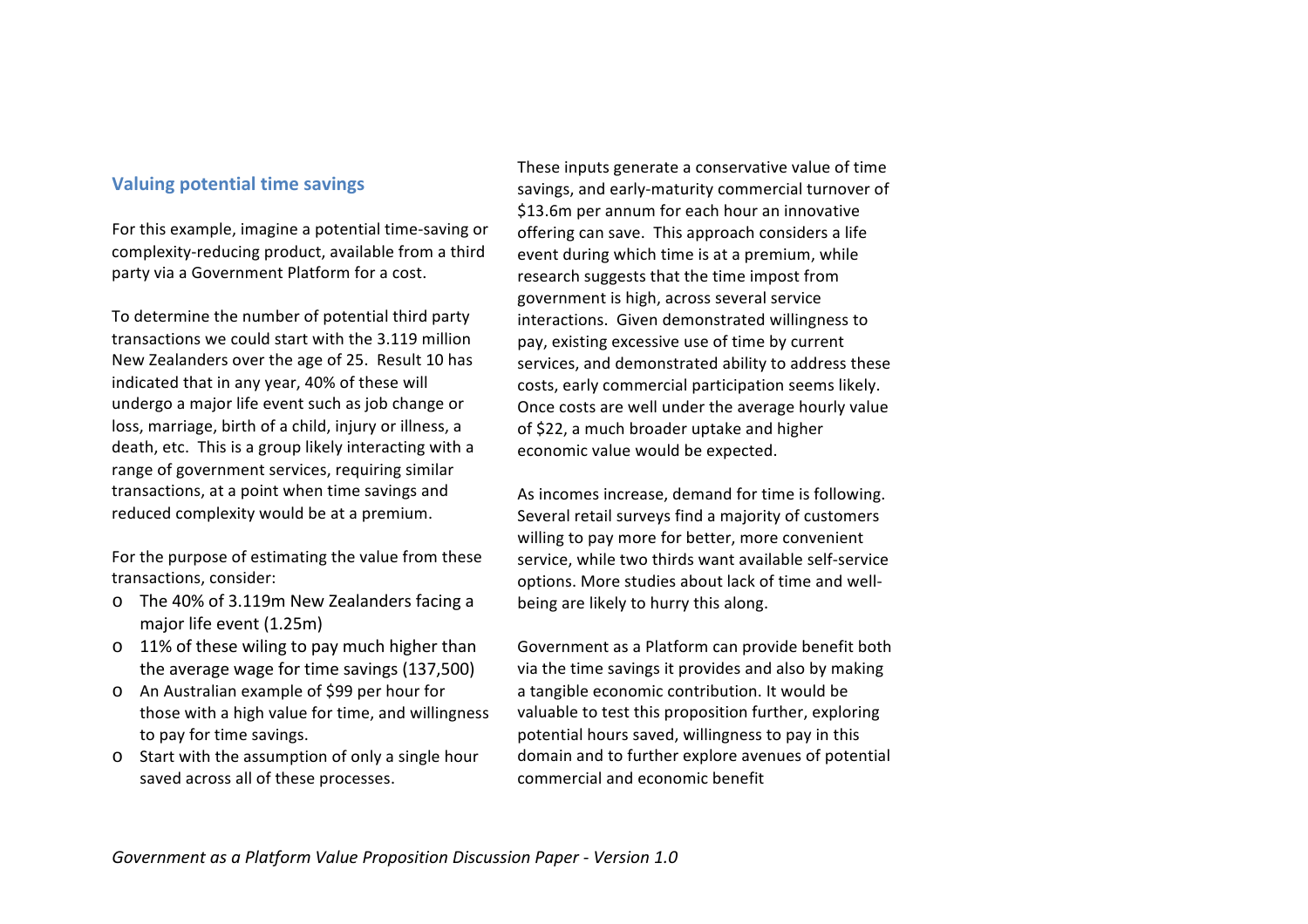## Valuing potential time savings

For this example, imagine a potential time-saving or complexity-reducing product, available from a third party via a Government Platform for a cost.

To determine the number of potential third party transactions we could start with the 3.119 million New Zealanders over the age of 25. Result 10 has indicated that in any year, 40% of these will undergo a major life event such as job change or loss, marriage, birth of a child, injury or illness, a death, etc. This is a group likely interacting with a range of government services, requiring similar transactions, at a point when time savings and reduced complexity would be at a premium.

For the purpose of estimating the value from these transactions, consider:

- The 40% of 3.119m New Zealanders facing a major life event (1.25m)
- 11% of these wiling to pay much higher than the average wage for time savings (137,500)
- An Australian example of $99 per hour for those with a high value for time, and willingness to pay for time savings.
- Start with the assumption of only a single hour saved across all of these processes.

These inputs generate a conservative value of time savings, and early-maturity commercial turnover of $13.6m per annum for each hour an innovative offering can save. This approach considers a life event during which time is at a premium, while research suggests that the time impost from government is high, across several service interactions. Given demonstrated willingness to pay, existing excessive use of time by current services, and demonstrated ability to address these costs, early commercial participation seems likely. Once costs are well under the average hourly value of $22, a much broader uptake and higher economic value would be expected.

As incomes increase, demand for time is following. Several retail surveys find a majority of customers willing to pay more for better, more convenient service, while two thirds want available self-service options. More studies about lack of time and well-being are likely to hurry this along.

Government as a Platform can provide benefit both via the time savings it provides and also by making a tangible economic contribution. It would be valuable to test this proposition further, exploring potential hours saved, willingness to pay in this domain and to further explore avenues of potential commercial and economic benefit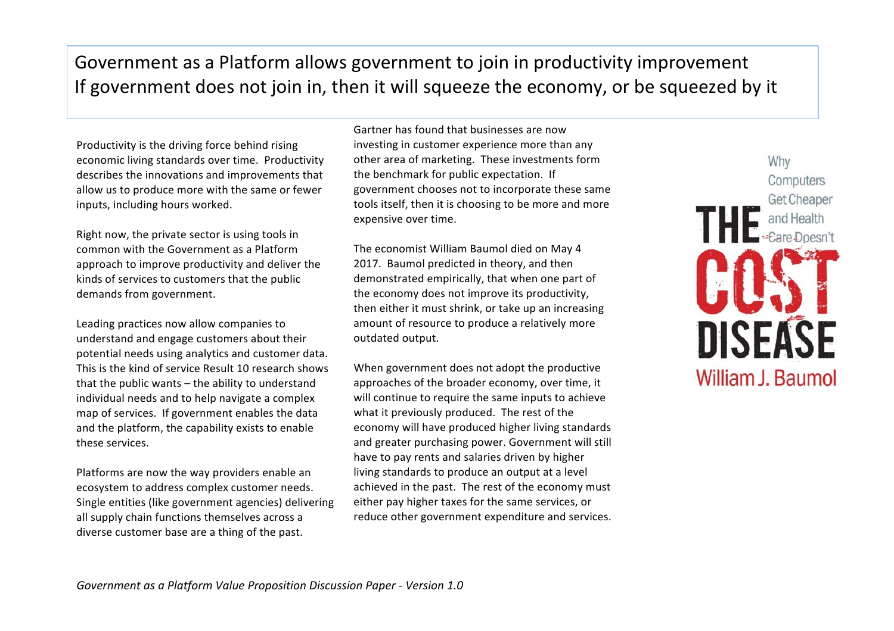# Government as a Platform allows government to join in productivity improvement If government does not join in, then it will squeeze the economy, or be squeezed by it

Productivity is the driving force behind rising economic living standards over time. Productivity describes the innovations and improvements that allow us to produce more with the same or fewer inputs, including hours worked.

Right now, the private sector is using tools in common with the Government as a Platform approach to improve productivity and deliver the kinds of services to customers that the public demands from government.

Leading practices now allow companies to understand and engage customers about their potential needs using analytics and customer data. This is the kind of service Result 10 research shows that the public wants – the ability to understand individual needs and to help navigate a complex map of services. If government enables the data and the platform, the capability exists to enable these services.

Platforms are now the way providers enable an ecosystem to address complex customer needs. Single entities (like government agencies) delivering all supply chain functions themselves across a diverse customer base are a thing of the past.

Gartner has found that businesses are now investing in customer experience more than any other area of marketing. These investments form the benchmark for public expectation. If government chooses not to incorporate these same tools itself, then it is choosing to be more and more expensive over time.

The economist William Baumol died on May 4 2017. Baumol predicted in theory, and then demonstrated empirically, that when one part of the economy does not improve its productivity, then either it must shrink, or take up an increasing amount of resource to produce a relatively more outdated output.

When government does not adopt the productive approaches of the broader economy, over time, it will continue to require the same inputs to achieve what it previously produced. The rest of the economy will have produced higher living standards and greater purchasing power. Government will still have to pay rents and salaries driven by higher living standards to produce an output at a level achieved in the past. The rest of the economy must either pay higher taxes for the same services, or reduce other government expenditure and services.

THE COST DISEASE
Why Computers Get Cheaper and Health Care Doesn't
William J. Baumol

*Government as a Platform Value Proposition Discussion Paper - Version 1.0*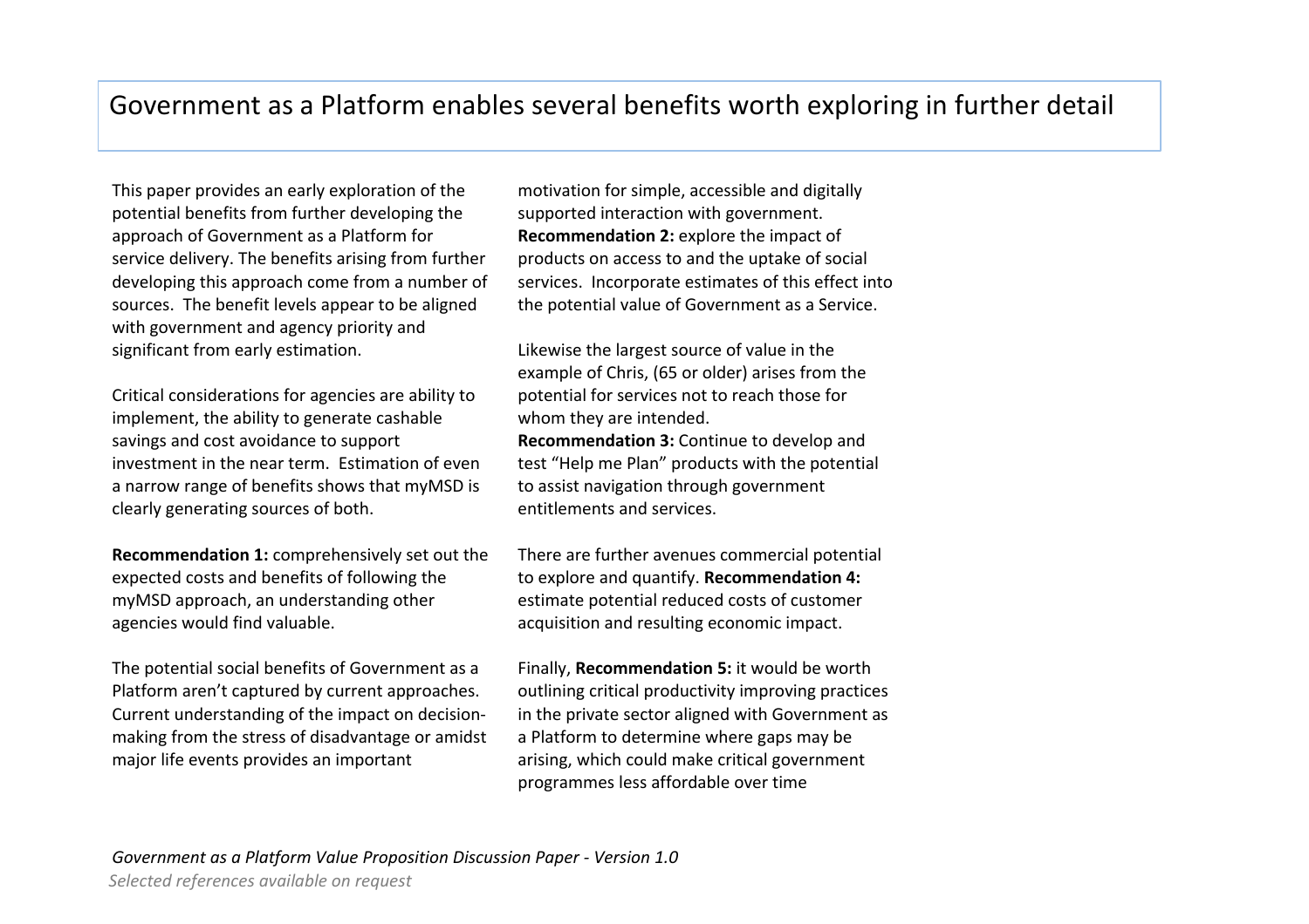# Government as a Platform enables several benefits worth exploring in further detail

This paper provides an early exploration of the potential benefits from further developing the approach of Government as a Platform for service delivery. The benefits arising from further developing this approach come from a number of sources. The benefit levels appear to be aligned with government and agency priority and significant from early estimation.

Critical considerations for agencies are ability to implement, the ability to generate cashable savings and cost avoidance to support investment in the near term. Estimation of even a narrow range of benefits shows that myMSD is clearly generating sources of both.

**Recommendation 1:** comprehensively set out the expected costs and benefits of following the myMSD approach, an understanding other agencies would find valuable.

The potential social benefits of Government as a Platform aren't captured by current approaches. Current understanding of the impact on decision-making from the stress of disadvantage or amidst major life events provides an important motivation for simple, accessible and digitally supported interaction with government.
**Recommendation 2:** explore the impact of products on access to and the uptake of social services. Incorporate estimates of this effect into the potential value of Government as a Service.

Likewise the largest source of value in the example of Chris, (65 or older) arises from the potential for services not to reach those for whom they are intended.
**Recommendation 3:** Continue to develop and test "Help me Plan" products with the potential to assist navigation through government entitlements and services.

There are further avenues commercial potential to explore and quantify. **Recommendation 4:** estimate potential reduced costs of customer acquisition and resulting economic impact.

Finally, **Recommendation 5:** it would be worth outlining critical productivity improving practices in the private sector aligned with Government as a Platform to determine where gaps may be arising, which could make critical government programmes less affordable over time

*Government as a Platform Value Proposition Discussion Paper - Version 1.0*
*Selected references available on request*